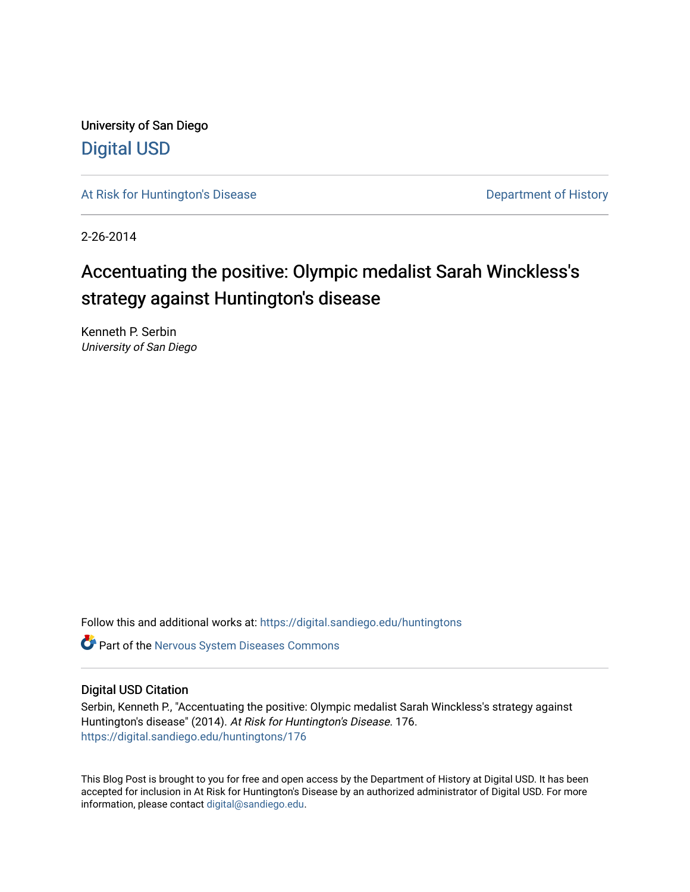University of San Diego

# Digital USD

At Risk for Huntington's Disease

Department of History

2-26-2014

## Accentuating the positive: Olympic medalist Sarah Winckless's strategy against Huntington's disease

Kenneth P. Serbin
*University of San Diego*

Follow this and additional works at: https://digital.sandiego.edu/huntingtons

Part of the Nervous System Diseases Commons

### Digital USD Citation

Serbin, Kenneth P., "Accentuating the positive: Olympic medalist Sarah Winckless's strategy against Huntington's disease" (2014). *At Risk for Huntington's Disease*. 176.
https://digital.sandiego.edu/huntingtons/176

This Blog Post is brought to you for free and open access by the Department of History at Digital USD. It has been accepted for inclusion in At Risk for Huntington's Disease by an authorized administrator of Digital USD. For more information, please contact digital@sandiego.edu.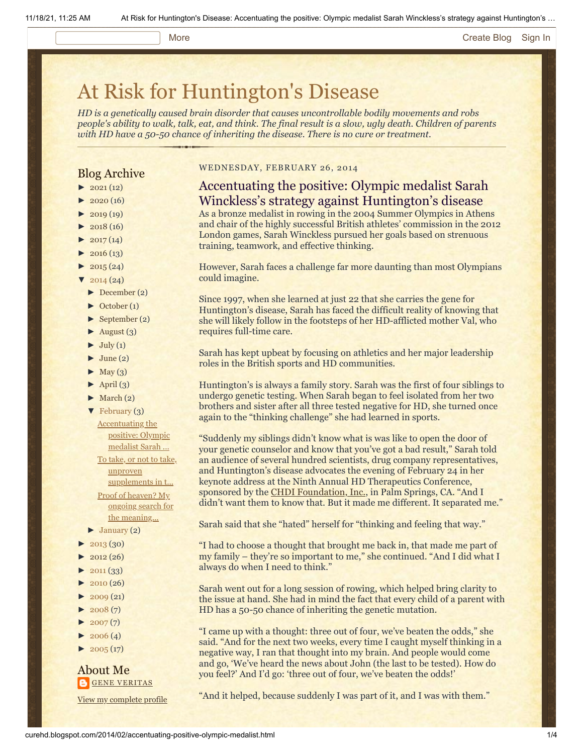# At Risk for Huntington's Disease

*HD is a genetically caused brain disorder that causes uncontrollable bodily movements and robs people's ability to walk, talk, eat, and think. The final result is a slow, ugly death. Children of parents with HD have a 50-50 chance of inheriting the disease. There is no cure or treatment.*

## Blog Archive

- ► 2021 (12)
- ► 2020 (16)
- ► 2019 (19)
- ► 2018 (16)
- ► 2017 (14)
- ► 2016 (13)
- ► 2015 (24)
- ▼ 2014 (24)
  - ► December (2)
  - ► October (1)
  - ► September (2)
  - ► August (3)
  - ► July (1)
  - ► June (2)
  - ► May (3)
  - ► April (3)
  - ► March (2)
  - ▼ February (3)
    - Accentuating the positive: Olympic medalist Sarah ...
    - To take, or not to take, unproven supplements in t...
    - Proof of heaven? My ongoing search for the meaning...
  - ► January (2)
- ► 2013 (30)
- ► 2012 (26)
- ► 2011 (33)
- ► 2010 (26)
- ► 2009 (21)
- ► 2008 (7)
- ► 2007 (7)
- ► 2006 (4)
- ► 2005 (17)

## About Me

GENE VERITAS

View my complete profile

WEDNESDAY, FEBRUARY 26, 2014

## Accentuating the positive: Olympic medalist Sarah Winckless's strategy against Huntington's disease

As a bronze medalist in rowing in the 2004 Summer Olympics in Athens and chair of the highly successful British athletes' commission in the 2012 London games, Sarah Winckless pursued her goals based on strenuous training, teamwork, and effective thinking.

However, Sarah faces a challenge far more daunting than most Olympians could imagine.

Since 1997, when she learned at just 22 that she carries the gene for Huntington's disease, Sarah has faced the difficult reality of knowing that she will likely follow in the footsteps of her HD-afflicted mother Val, who requires full-time care.

Sarah has kept upbeat by focusing on athletics and her major leadership roles in the British sports and HD communities.

Huntington's is always a family story. Sarah was the first of four siblings to undergo genetic testing. When Sarah began to feel isolated from her two brothers and sister after all three tested negative for HD, she turned once again to the "thinking challenge" she had learned in sports.

"Suddenly my siblings didn't know what is was like to open the door of your genetic counselor and know that you've got a bad result," Sarah told an audience of several hundred scientists, drug company representatives, and Huntington's disease advocates the evening of February 24 in her keynote address at the Ninth Annual HD Therapeutics Conference, sponsored by the CHDI Foundation, Inc., in Palm Springs, CA. "And I didn't want them to know that. But it made me different. It separated me."

Sarah said that she "hated" herself for "thinking and feeling that way."

"I had to choose a thought that brought me back in, that made me part of my family – they're so important to me," she continued. "And I did what I always do when I need to think."

Sarah went out for a long session of rowing, which helped bring clarity to the issue at hand. She had in mind the fact that every child of a parent with HD has a 50-50 chance of inheriting the genetic mutation.

"I came up with a thought: three out of four, we've beaten the odds," she said. "And for the next two weeks, every time I caught myself thinking in a negative way, I ran that thought into my brain. And people would come and go, 'We've heard the news about John (the last to be tested). How do you feel?' And I'd go: 'three out of four, we've beaten the odds!'

"And it helped, because suddenly I was part of it, and I was with them."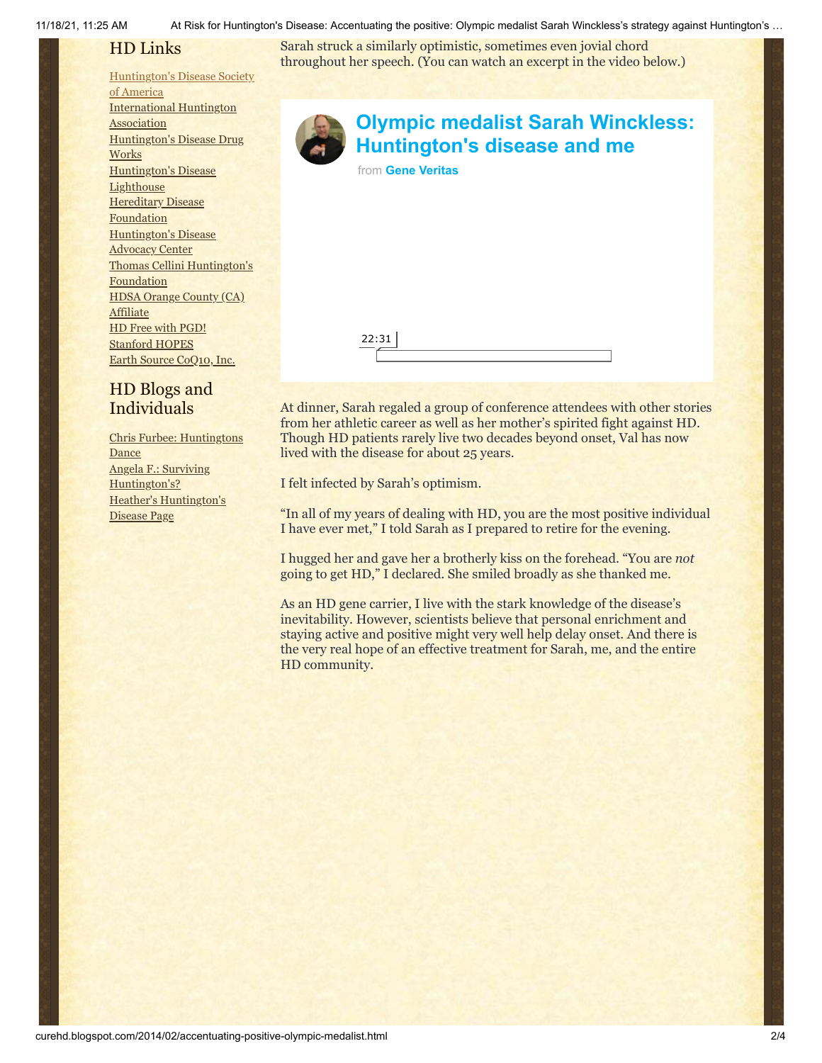## HD Links

[Huntington's Disease Society of America]
[International Huntington Association]
[Huntington's Disease Drug Works]
[Huntington's Disease Lighthouse]
[Hereditary Disease Foundation]
[Huntington's Disease Advocacy Center]
[Thomas Cellini Huntington's Foundation]
[HDSA Orange County (CA) Affiliate]
[HD Free with PGD!]
[Stanford HOPES]
[Earth Source CoQ10, Inc.]

## HD Blogs and Individuals

[Chris Furbee: Huntingtons Dance]
[Angela F.: Surviving Huntington's?]
[Heather's Huntington's Disease Page]

Sarah struck a similarly optimistic, sometimes even jovial chord throughout her speech. (You can watch an excerpt in the video below.)

**Olympic medalist Sarah Winckless: Huntington's disease and me**

from **Gene Veritas**

22:31

At dinner, Sarah regaled a group of conference attendees with other stories from her athletic career as well as her mother's spirited fight against HD. Though HD patients rarely live two decades beyond onset, Val has now lived with the disease for about 25 years.

I felt infected by Sarah's optimism.

"In all of my years of dealing with HD, you are the most positive individual I have ever met," I told Sarah as I prepared to retire for the evening.

I hugged her and gave her a brotherly kiss on the forehead. "You are *not* going to get HD," I declared. She smiled broadly as she thanked me.

As an HD gene carrier, I live with the stark knowledge of the disease's inevitability. However, scientists believe that personal enrichment and staying active and positive might very well help delay onset. And there is the very real hope of an effective treatment for Sarah, me, and the entire HD community.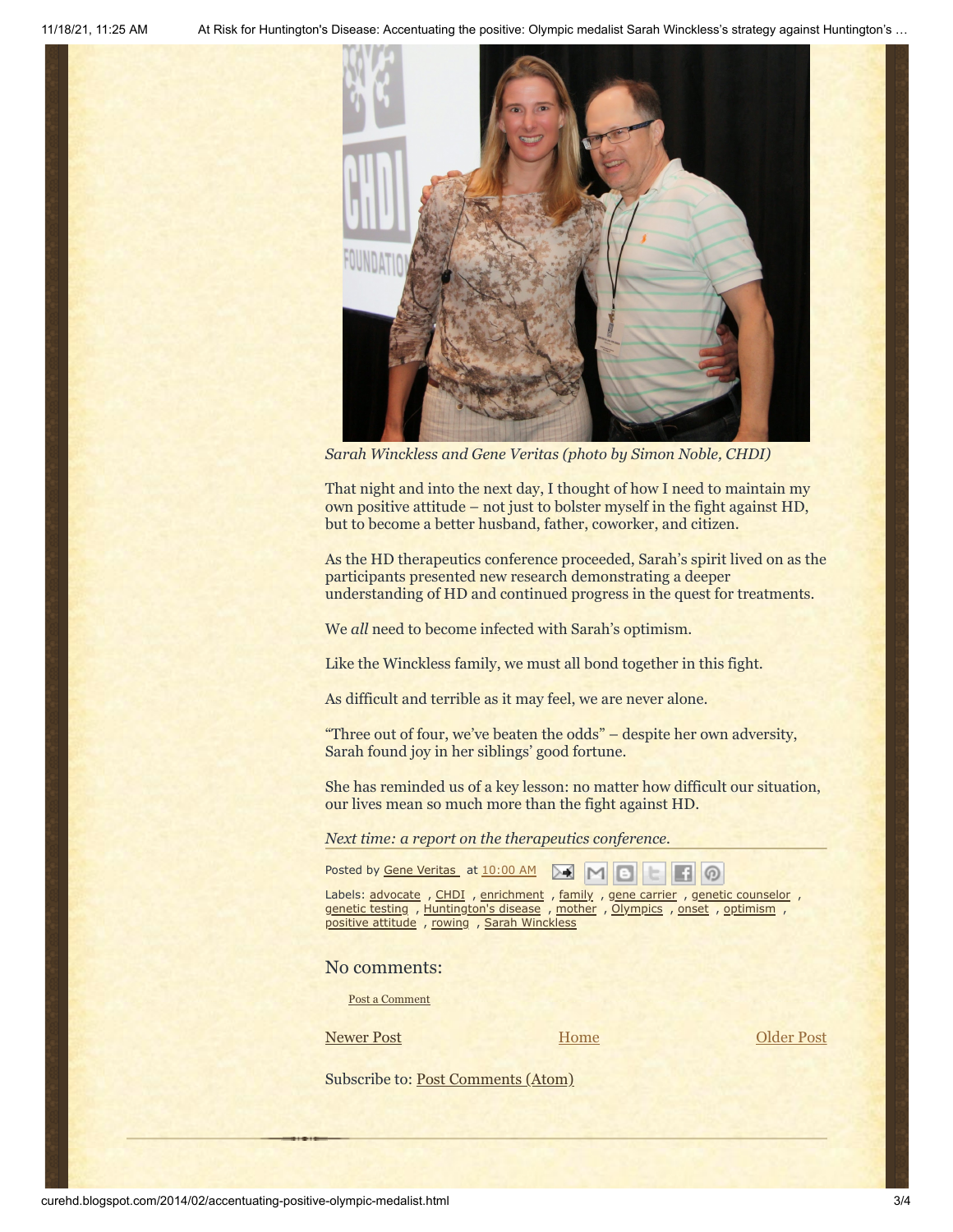*Sarah Winckless and Gene Veritas (photo by Simon Noble, CHDI)*

That night and into the next day, I thought of how I need to maintain my own positive attitude – not just to bolster myself in the fight against HD, but to become a better husband, father, coworker, and citizen.

As the HD therapeutics conference proceeded, Sarah's spirit lived on as the participants presented new research demonstrating a deeper understanding of HD and continued progress in the quest for treatments.

We *all* need to become infected with Sarah's optimism.

Like the Winckless family, we must all bond together in this fight.

As difficult and terrible as it may feel, we are never alone.

"Three out of four, we've beaten the odds" – despite her own adversity, Sarah found joy in her siblings' good fortune.

She has reminded us of a key lesson: no matter how difficult our situation, our lives mean so much more than the fight against HD.

*Next time: a report on the therapeutics conference.*

Posted by Gene Veritas at 10:00 AM

Labels: advocate , CHDI , enrichment , family , gene carrier , genetic counselor , genetic testing , Huntington's disease , mother , Olympics , onset , optimism , positive attitude , rowing , Sarah Winckless

## No comments:

Post a Comment

Newer Post | Home | Older Post

Subscribe to: Post Comments (Atom)